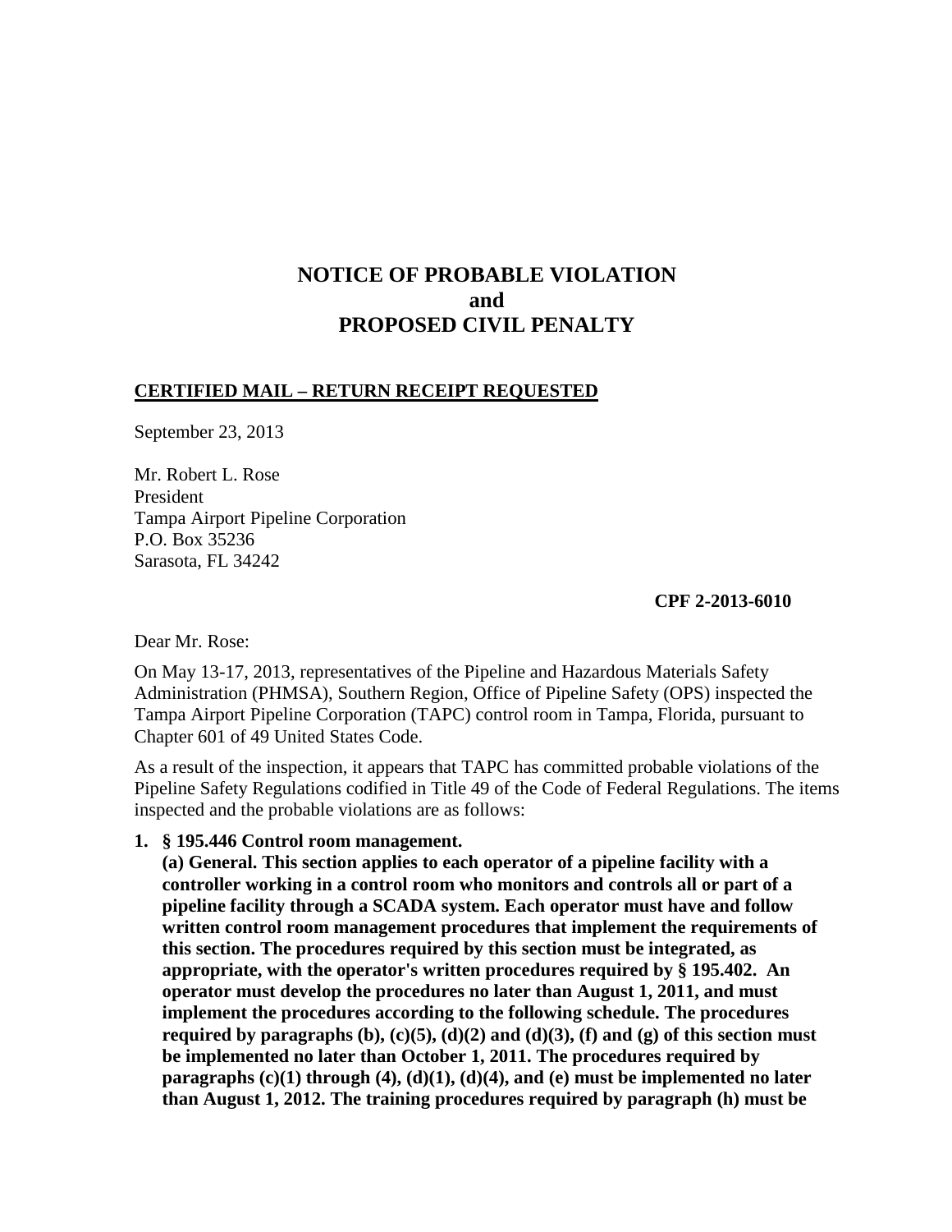# NOTICE OF PROBABLE VIOLATION
# and
# PROPOSED CIVIL PENALTY

**CERTIFIED MAIL – RETURN RECEIPT REQUESTED**

September 23, 2013

Mr. Robert L. Rose
President
Tampa Airport Pipeline Corporation
P.O. Box 35236
Sarasota, FL 34242

**CPF 2-2013-6010**

Dear Mr. Rose:

On May 13-17, 2013, representatives of the Pipeline and Hazardous Materials Safety Administration (PHMSA), Southern Region, Office of Pipeline Safety (OPS) inspected the Tampa Airport Pipeline Corporation (TAPC) control room in Tampa, Florida, pursuant to Chapter 601 of 49 United States Code.

As a result of the inspection, it appears that TAPC has committed probable violations of the Pipeline Safety Regulations codified in Title 49 of the Code of Federal Regulations. The items inspected and the probable violations are as follows:

1. **§ 195.446 Control room management.**
   **(a) General. This section applies to each operator of a pipeline facility with a controller working in a control room who monitors and controls all or part of a pipeline facility through a SCADA system. Each operator must have and follow written control room management procedures that implement the requirements of this section. The procedures required by this section must be integrated, as appropriate, with the operator's written procedures required by § 195.402. An operator must develop the procedures no later than August 1, 2011, and must implement the procedures according to the following schedule. The procedures required by paragraphs (b), (c)(5), (d)(2) and (d)(3), (f) and (g) of this section must be implemented no later than October 1, 2011. The procedures required by paragraphs (c)(1) through (4), (d)(1), (d)(4), and (e) must be implemented no later than August 1, 2012. The training procedures required by paragraph (h) must be**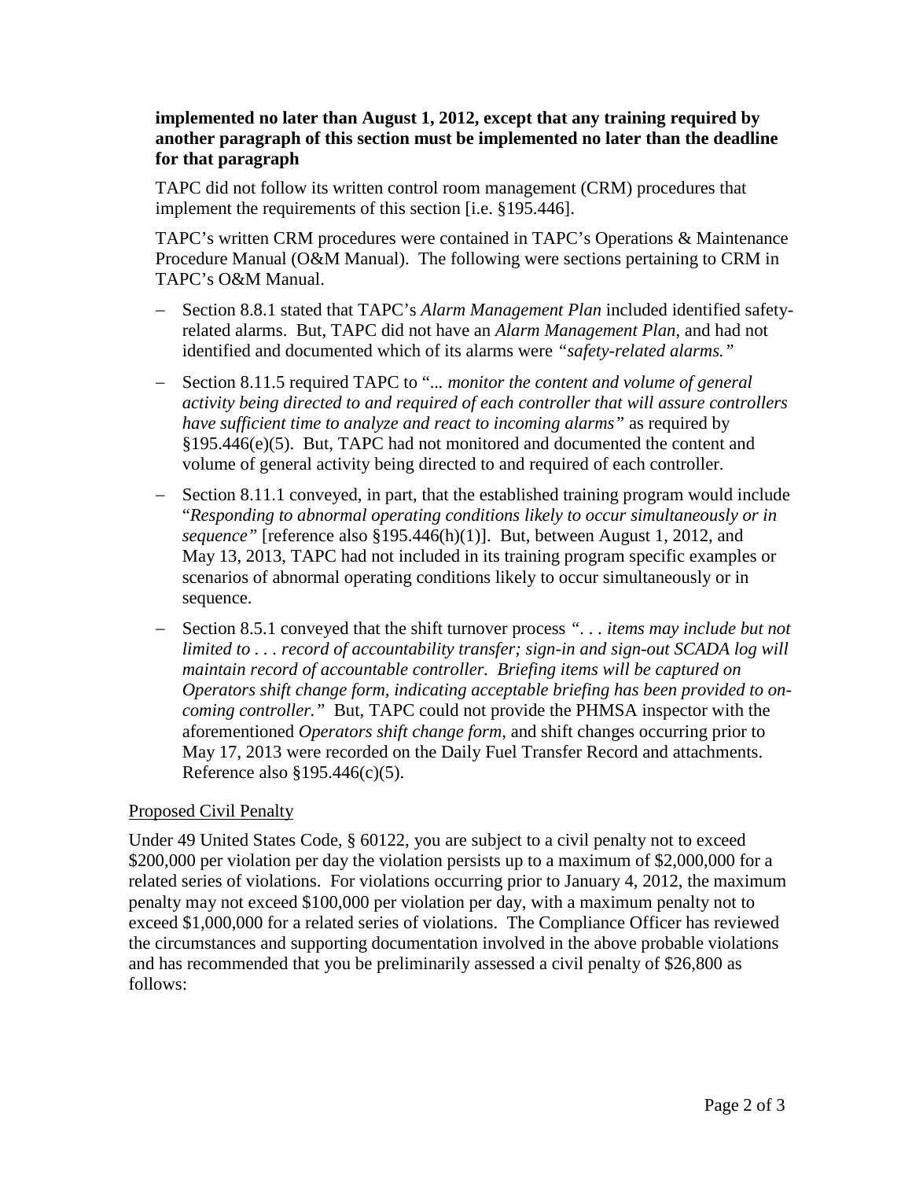**implemented no later than August 1, 2012, except that any training required by another paragraph of this section must be implemented no later than the deadline for that paragraph**

TAPC did not follow its written control room management (CRM) procedures that implement the requirements of this section [i.e. §195.446].

TAPC's written CRM procedures were contained in TAPC's Operations & Maintenance Procedure Manual (O&M Manual). The following were sections pertaining to CRM in TAPC's O&M Manual.

- Section 8.8.1 stated that TAPC's *Alarm Management Plan* included identified safety-related alarms. But, TAPC did not have an *Alarm Management Plan*, and had not identified and documented which of its alarms were *"safety-related alarms."*
- Section 8.11.5 required TAPC to "*... monitor the content and volume of general activity being directed to and required of each controller that will assure controllers have sufficient time to analyze and react to incoming alarms"* as required by §195.446(e)(5). But, TAPC had not monitored and documented the content and volume of general activity being directed to and required of each controller.
- Section 8.11.1 conveyed, in part, that the established training program would include "*Responding to abnormal operating conditions likely to occur simultaneously or in sequence"* [reference also §195.446(h)(1)]. But, between August 1, 2012, and May 13, 2013, TAPC had not included in its training program specific examples or scenarios of abnormal operating conditions likely to occur simultaneously or in sequence.
- Section 8.5.1 conveyed that the shift turnover process *". . . items may include but not limited to . . . record of accountability transfer; sign-in and sign-out SCADA log will maintain record of accountable controller. Briefing items will be captured on Operators shift change form, indicating acceptable briefing has been provided to on-coming controller."* But, TAPC could not provide the PHMSA inspector with the aforementioned *Operators shift change form*, and shift changes occurring prior to May 17, 2013 were recorded on the Daily Fuel Transfer Record and attachments. Reference also §195.446(c)(5).

Proposed Civil Penalty

Under 49 United States Code, § 60122, you are subject to a civil penalty not to exceed \$200,000 per violation per day the violation persists up to a maximum of \$2,000,000 for a related series of violations. For violations occurring prior to January 4, 2012, the maximum penalty may not exceed \$100,000 per violation per day, with a maximum penalty not to exceed \$1,000,000 for a related series of violations. The Compliance Officer has reviewed the circumstances and supporting documentation involved in the above probable violations and has recommended that you be preliminarily assessed a civil penalty of \$26,800 as follows: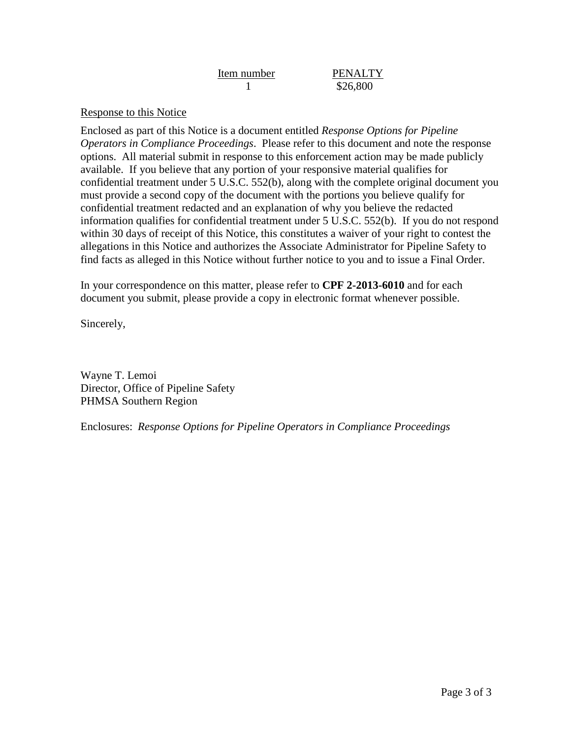| Item number | PENALTY |
|---|---|
| 1 | $26,800 |

Response to this Notice

Enclosed as part of this Notice is a document entitled *Response Options for Pipeline Operators in Compliance Proceedings*. Please refer to this document and note the response options. All material submit in response to this enforcement action may be made publicly available. If you believe that any portion of your responsive material qualifies for confidential treatment under 5 U.S.C. 552(b), along with the complete original document you must provide a second copy of the document with the portions you believe qualify for confidential treatment redacted and an explanation of why you believe the redacted information qualifies for confidential treatment under 5 U.S.C. 552(b). If you do not respond within 30 days of receipt of this Notice, this constitutes a waiver of your right to contest the allegations in this Notice and authorizes the Associate Administrator for Pipeline Safety to find facts as alleged in this Notice without further notice to you and to issue a Final Order.

In your correspondence on this matter, please refer to **CPF 2-2013-6010** and for each document you submit, please provide a copy in electronic format whenever possible.

Sincerely,

Wayne T. Lemoi
Director, Office of Pipeline Safety
PHMSA Southern Region

Enclosures: *Response Options for Pipeline Operators in Compliance Proceedings*